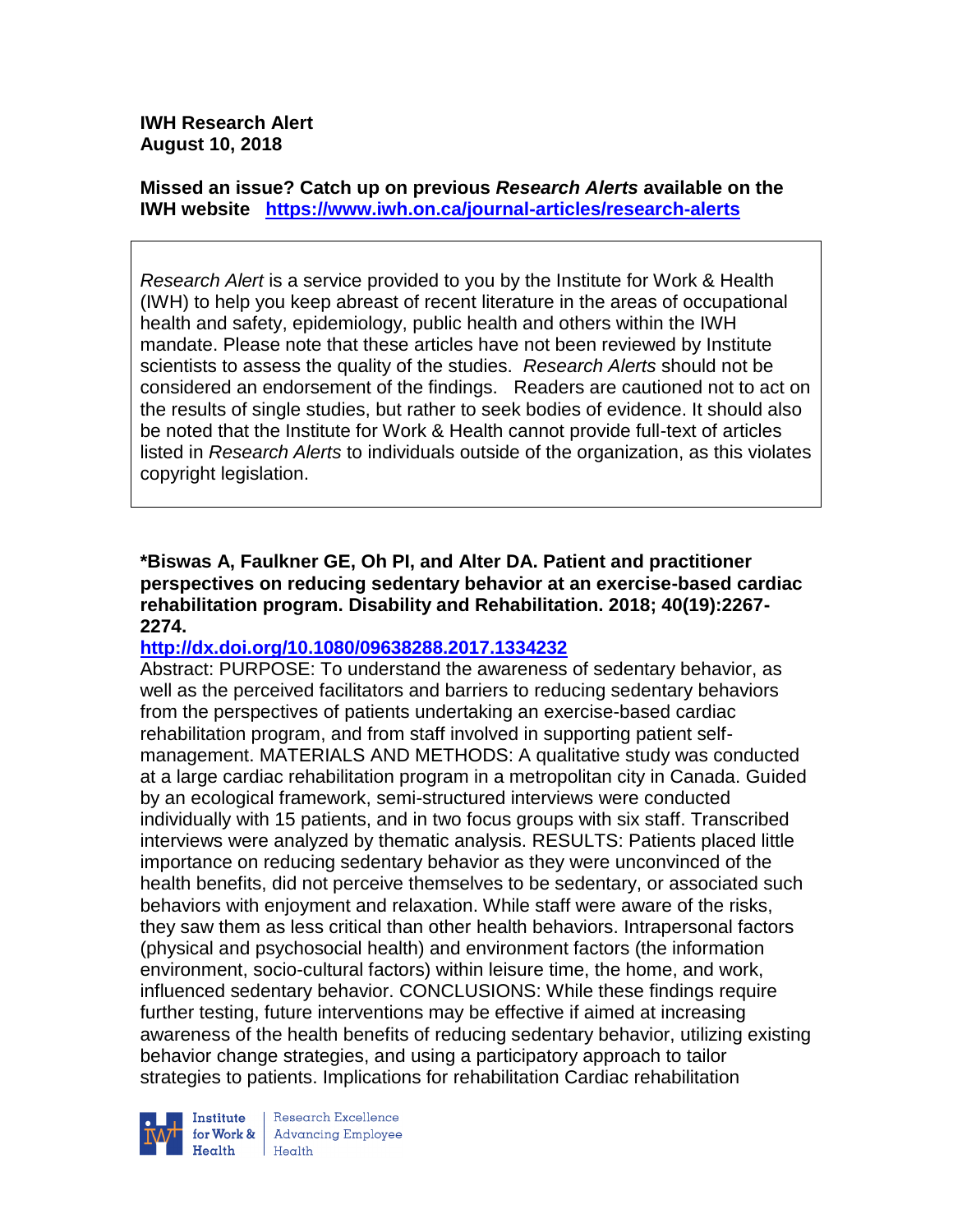**IWH Research Alert**
**August 10, 2018**

**Missed an issue? Catch up on previous *Research Alerts* available on the IWH website https://www.iwh.on.ca/journal-articles/research-alerts**

*Research Alert* is a service provided to you by the Institute for Work & Health (IWH) to help you keep abreast of recent literature in the areas of occupational health and safety, epidemiology, public health and others within the IWH mandate. Please note that these articles have not been reviewed by Institute scientists to assess the quality of the studies. *Research Alerts* should not be considered an endorsement of the findings. Readers are cautioned not to act on the results of single studies, but rather to seek bodies of evidence. It should also be noted that the Institute for Work & Health cannot provide full-text of articles listed in *Research Alerts* to individuals outside of the organization, as this violates copyright legislation.

**\*Biswas A, Faulkner GE, Oh PI, and Alter DA. Patient and practitioner perspectives on reducing sedentary behavior at an exercise-based cardiac rehabilitation program. Disability and Rehabilitation. 2018; 40(19):2267-2274.**

**http://dx.doi.org/10.1080/09638288.2017.1334232**

Abstract: PURPOSE: To understand the awareness of sedentary behavior, as well as the perceived facilitators and barriers to reducing sedentary behaviors from the perspectives of patients undertaking an exercise-based cardiac rehabilitation program, and from staff involved in supporting patient self-management. MATERIALS AND METHODS: A qualitative study was conducted at a large cardiac rehabilitation program in a metropolitan city in Canada. Guided by an ecological framework, semi-structured interviews were conducted individually with 15 patients, and in two focus groups with six staff. Transcribed interviews were analyzed by thematic analysis. RESULTS: Patients placed little importance on reducing sedentary behavior as they were unconvinced of the health benefits, did not perceive themselves to be sedentary, or associated such behaviors with enjoyment and relaxation. While staff were aware of the risks, they saw them as less critical than other health behaviors. Intrapersonal factors (physical and psychosocial health) and environment factors (the information environment, socio-cultural factors) within leisure time, the home, and work, influenced sedentary behavior. CONCLUSIONS: While these findings require further testing, future interventions may be effective if aimed at increasing awareness of the health benefits of reducing sedentary behavior, utilizing existing behavior change strategies, and using a participatory approach to tailor strategies to patients. Implications for rehabilitation Cardiac rehabilitation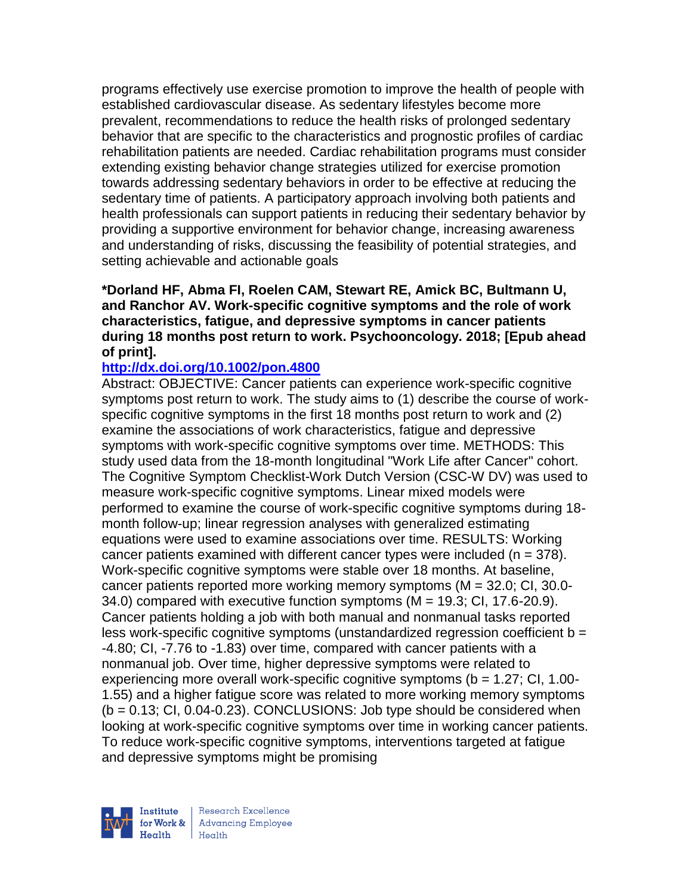programs effectively use exercise promotion to improve the health of people with established cardiovascular disease. As sedentary lifestyles become more prevalent, recommendations to reduce the health risks of prolonged sedentary behavior that are specific to the characteristics and prognostic profiles of cardiac rehabilitation patients are needed. Cardiac rehabilitation programs must consider extending existing behavior change strategies utilized for exercise promotion towards addressing sedentary behaviors in order to be effective at reducing the sedentary time of patients. A participatory approach involving both patients and health professionals can support patients in reducing their sedentary behavior by providing a supportive environment for behavior change, increasing awareness and understanding of risks, discussing the feasibility of potential strategies, and setting achievable and actionable goals

**\*Dorland HF, Abma FI, Roelen CAM, Stewart RE, Amick BC, Bultmann U, and Ranchor AV. Work-specific cognitive symptoms and the role of work characteristics, fatigue, and depressive symptoms in cancer patients during 18 months post return to work. Psychooncology. 2018; [Epub ahead of print].**

**http://dx.doi.org/10.1002/pon.4800**

Abstract: OBJECTIVE: Cancer patients can experience work-specific cognitive symptoms post return to work. The study aims to (1) describe the course of work-specific cognitive symptoms in the first 18 months post return to work and (2) examine the associations of work characteristics, fatigue and depressive symptoms with work-specific cognitive symptoms over time. METHODS: This study used data from the 18-month longitudinal "Work Life after Cancer" cohort. The Cognitive Symptom Checklist-Work Dutch Version (CSC-W DV) was used to measure work-specific cognitive symptoms. Linear mixed models were performed to examine the course of work-specific cognitive symptoms during 18-month follow-up; linear regression analyses with generalized estimating equations were used to examine associations over time. RESULTS: Working cancer patients examined with different cancer types were included ($n = 378$). Work-specific cognitive symptoms were stable over 18 months. At baseline, cancer patients reported more working memory symptoms ($M = 32.0$; CI, 30.0-34.0) compared with executive function symptoms ($M = 19.3$; CI, 17.6-20.9). Cancer patients holding a job with both manual and nonmanual tasks reported less work-specific cognitive symptoms (unstandardized regression coefficient $b = -4.80$; CI, -7.76 to -1.83) over time, compared with cancer patients with a nonmanual job. Over time, higher depressive symptoms were related to experiencing more overall work-specific cognitive symptoms ($b = 1.27$; CI, 1.00-1.55) and a higher fatigue score was related to more working memory symptoms ($b = 0.13$; CI, 0.04-0.23). CONCLUSIONS: Job type should be considered when looking at work-specific cognitive symptoms over time in working cancer patients. To reduce work-specific cognitive symptoms, interventions targeted at fatigue and depressive symptoms might be promising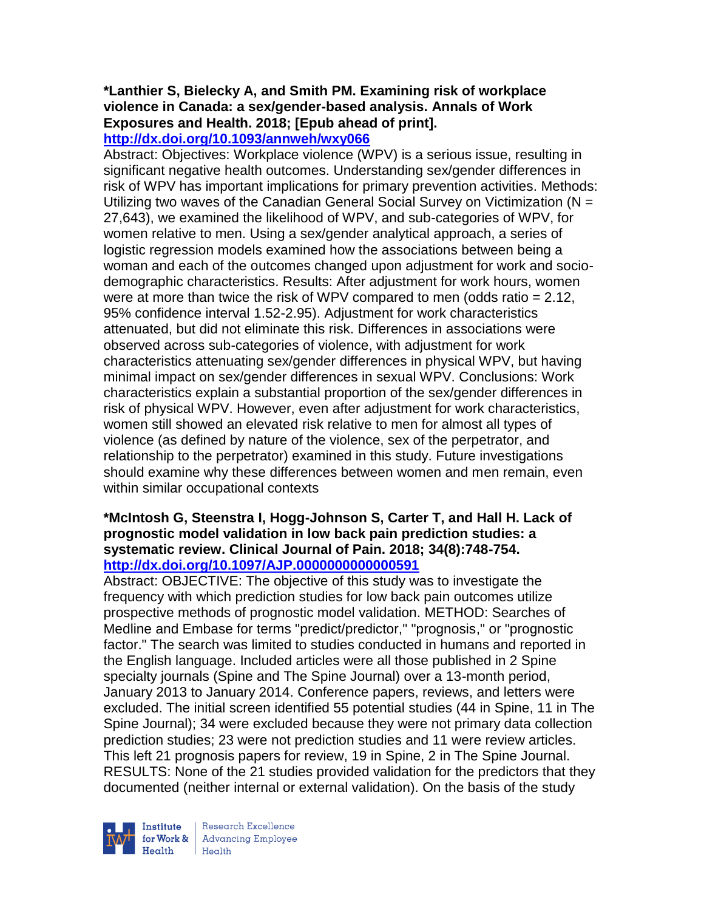**\*Lanthier S, Bielecky A, and Smith PM. Examining risk of workplace violence in Canada: a sex/gender-based analysis. Annals of Work Exposures and Health. 2018; [Epub ahead of print].**
**http://dx.doi.org/10.1093/annweh/wxy066**

Abstract: Objectives: Workplace violence (WPV) is a serious issue, resulting in significant negative health outcomes. Understanding sex/gender differences in risk of WPV has important implications for primary prevention activities. Methods: Utilizing two waves of the Canadian General Social Survey on Victimization (N = 27,643), we examined the likelihood of WPV, and sub-categories of WPV, for women relative to men. Using a sex/gender analytical approach, a series of logistic regression models examined how the associations between being a woman and each of the outcomes changed upon adjustment for work and socio-demographic characteristics. Results: After adjustment for work hours, women were at more than twice the risk of WPV compared to men (odds ratio = 2.12, 95% confidence interval 1.52-2.95). Adjustment for work characteristics attenuated, but did not eliminate this risk. Differences in associations were observed across sub-categories of violence, with adjustment for work characteristics attenuating sex/gender differences in physical WPV, but having minimal impact on sex/gender differences in sexual WPV. Conclusions: Work characteristics explain a substantial proportion of the sex/gender differences in risk of physical WPV. However, even after adjustment for work characteristics, women still showed an elevated risk relative to men for almost all types of violence (as defined by nature of the violence, sex of the perpetrator, and relationship to the perpetrator) examined in this study. Future investigations should examine why these differences between women and men remain, even within similar occupational contexts

**\*McIntosh G, Steenstra I, Hogg-Johnson S, Carter T, and Hall H. Lack of prognostic model validation in low back pain prediction studies: a systematic review. Clinical Journal of Pain. 2018; 34(8):748-754.**
**http://dx.doi.org/10.1097/AJP.0000000000000591**

Abstract: OBJECTIVE: The objective of this study was to investigate the frequency with which prediction studies for low back pain outcomes utilize prospective methods of prognostic model validation. METHOD: Searches of Medline and Embase for terms "predict/predictor," "prognosis," or "prognostic factor." The search was limited to studies conducted in humans and reported in the English language. Included articles were all those published in 2 Spine specialty journals (Spine and The Spine Journal) over a 13-month period, January 2013 to January 2014. Conference papers, reviews, and letters were excluded. The initial screen identified 55 potential studies (44 in Spine, 11 in The Spine Journal); 34 were excluded because they were not primary data collection prediction studies; 23 were not prediction studies and 11 were review articles. This left 21 prognosis papers for review, 19 in Spine, 2 in The Spine Journal. RESULTS: None of the 21 studies provided validation for the predictors that they documented (neither internal or external validation). On the basis of the study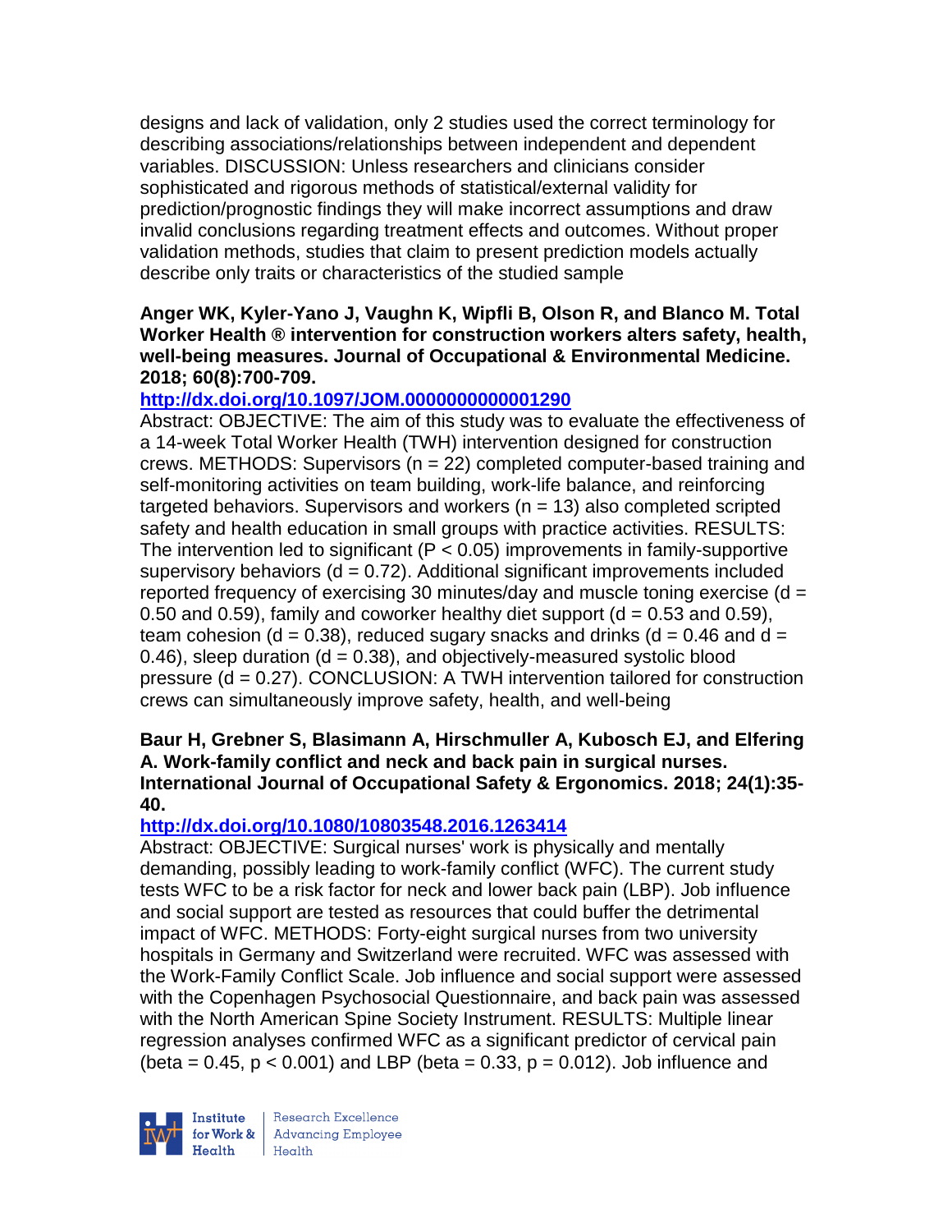designs and lack of validation, only 2 studies used the correct terminology for describing associations/relationships between independent and dependent variables. DISCUSSION: Unless researchers and clinicians consider sophisticated and rigorous methods of statistical/external validity for prediction/prognostic findings they will make incorrect assumptions and draw invalid conclusions regarding treatment effects and outcomes. Without proper validation methods, studies that claim to present prediction models actually describe only traits or characteristics of the studied sample

**Anger WK, Kyler-Yano J, Vaughn K, Wipfli B, Olson R, and Blanco M. Total Worker Health ® intervention for construction workers alters safety, health, well-being measures. Journal of Occupational & Environmental Medicine. 2018; 60(8):700-709.**

**http://dx.doi.org/10.1097/JOM.0000000000001290**

Abstract: OBJECTIVE: The aim of this study was to evaluate the effectiveness of a 14-week Total Worker Health (TWH) intervention designed for construction crews. METHODS: Supervisors ($n = 22$) completed computer-based training and self-monitoring activities on team building, work-life balance, and reinforcing targeted behaviors. Supervisors and workers ($n = 13$) also completed scripted safety and health education in small groups with practice activities. RESULTS: The intervention led to significant ($P < 0.05$) improvements in family-supportive supervisory behaviors ($d = 0.72$). Additional significant improvements included reported frequency of exercising 30 minutes/day and muscle toning exercise ($d = 0.50$ and $0.59$), family and coworker healthy diet support ($d = 0.53$ and $0.59$), team cohesion ($d = 0.38$), reduced sugary snacks and drinks ($d = 0.46$ and $d = 0.46$), sleep duration ($d = 0.38$), and objectively-measured systolic blood pressure ($d = 0.27$). CONCLUSION: A TWH intervention tailored for construction crews can simultaneously improve safety, health, and well-being

**Baur H, Grebner S, Blasimann A, Hirschmuller A, Kubosch EJ, and Elfering A. Work-family conflict and neck and back pain in surgical nurses. International Journal of Occupational Safety & Ergonomics. 2018; 24(1):35-40.**

**http://dx.doi.org/10.1080/10803548.2016.1263414**

Abstract: OBJECTIVE: Surgical nurses' work is physically and mentally demanding, possibly leading to work-family conflict (WFC). The current study tests WFC to be a risk factor for neck and lower back pain (LBP). Job influence and social support are tested as resources that could buffer the detrimental impact of WFC. METHODS: Forty-eight surgical nurses from two university hospitals in Germany and Switzerland were recruited. WFC was assessed with the Work-Family Conflict Scale. Job influence and social support were assessed with the Copenhagen Psychosocial Questionnaire, and back pain was assessed with the North American Spine Society Instrument. RESULTS: Multiple linear regression analyses confirmed WFC as a significant predictor of cervical pain ($\beta = 0.45$, $p < 0.001$) and LBP ($\beta = 0.33$, $p = 0.012$). Job influence and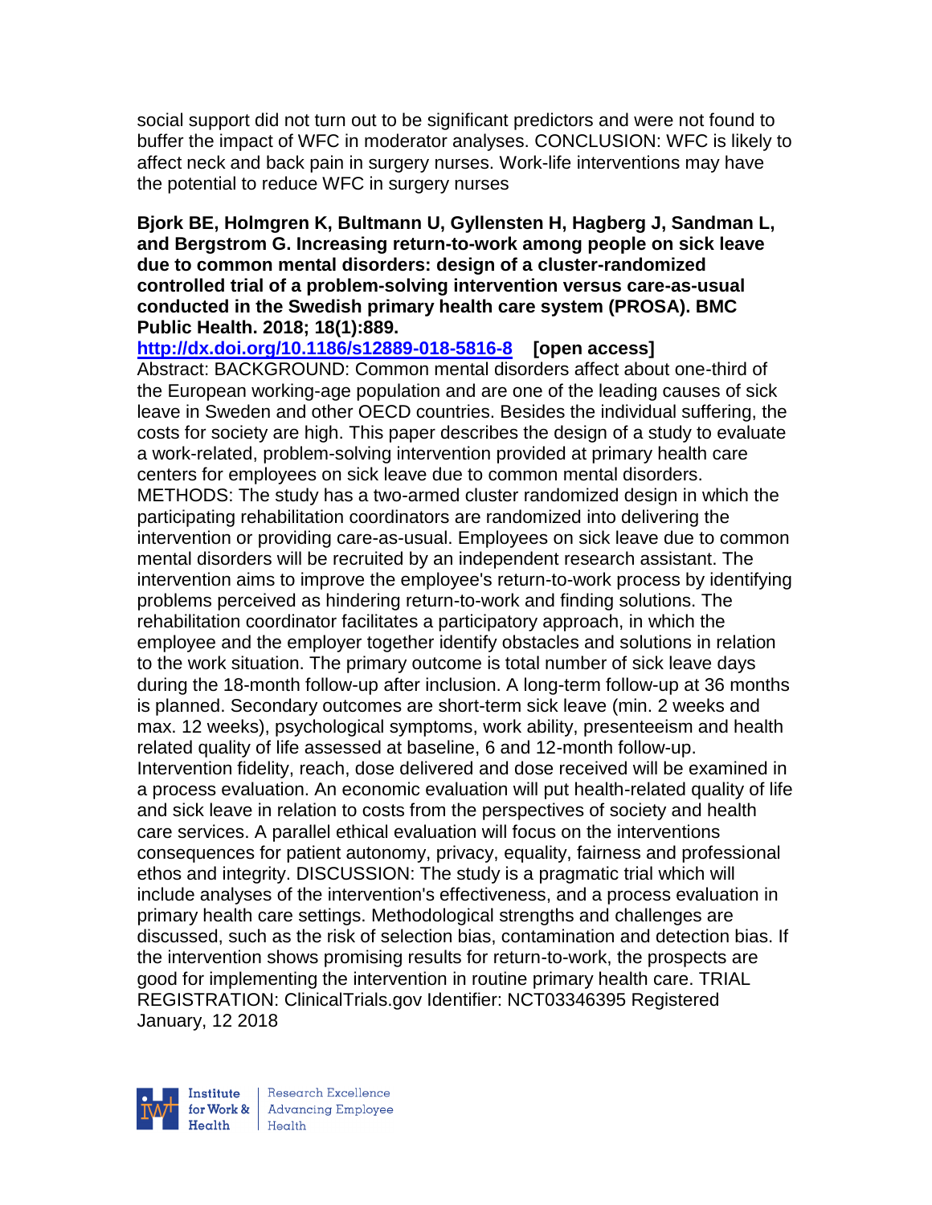social support did not turn out to be significant predictors and were not found to buffer the impact of WFC in moderator analyses. CONCLUSION: WFC is likely to affect neck and back pain in surgery nurses. Work-life interventions may have the potential to reduce WFC in surgery nurses

**Bjork BE, Holmgren K, Bultmann U, Gyllensten H, Hagberg J, Sandman L, and Bergstrom G. Increasing return-to-work among people on sick leave due to common mental disorders: design of a cluster-randomized controlled trial of a problem-solving intervention versus care-as-usual conducted in the Swedish primary health care system (PROSA). BMC Public Health. 2018; 18(1):889.**

**http://dx.doi.org/10.1186/s12889-018-5816-8 [open access]**

Abstract: BACKGROUND: Common mental disorders affect about one-third of the European working-age population and are one of the leading causes of sick leave in Sweden and other OECD countries. Besides the individual suffering, the costs for society are high. This paper describes the design of a study to evaluate a work-related, problem-solving intervention provided at primary health care centers for employees on sick leave due to common mental disorders. METHODS: The study has a two-armed cluster randomized design in which the participating rehabilitation coordinators are randomized into delivering the intervention or providing care-as-usual. Employees on sick leave due to common mental disorders will be recruited by an independent research assistant. The intervention aims to improve the employee's return-to-work process by identifying problems perceived as hindering return-to-work and finding solutions. The rehabilitation coordinator facilitates a participatory approach, in which the employee and the employer together identify obstacles and solutions in relation to the work situation. The primary outcome is total number of sick leave days during the 18-month follow-up after inclusion. A long-term follow-up at 36 months is planned. Secondary outcomes are short-term sick leave (min. 2 weeks and max. 12 weeks), psychological symptoms, work ability, presenteeism and health related quality of life assessed at baseline, 6 and 12-month follow-up. Intervention fidelity, reach, dose delivered and dose received will be examined in a process evaluation. An economic evaluation will put health-related quality of life and sick leave in relation to costs from the perspectives of society and health care services. A parallel ethical evaluation will focus on the interventions consequences for patient autonomy, privacy, equality, fairness and professional ethos and integrity. DISCUSSION: The study is a pragmatic trial which will include analyses of the intervention's effectiveness, and a process evaluation in primary health care settings. Methodological strengths and challenges are discussed, such as the risk of selection bias, contamination and detection bias. If the intervention shows promising results for return-to-work, the prospects are good for implementing the intervention in routine primary health care. TRIAL REGISTRATION: ClinicalTrials.gov Identifier: NCT03346395 Registered January, 12 2018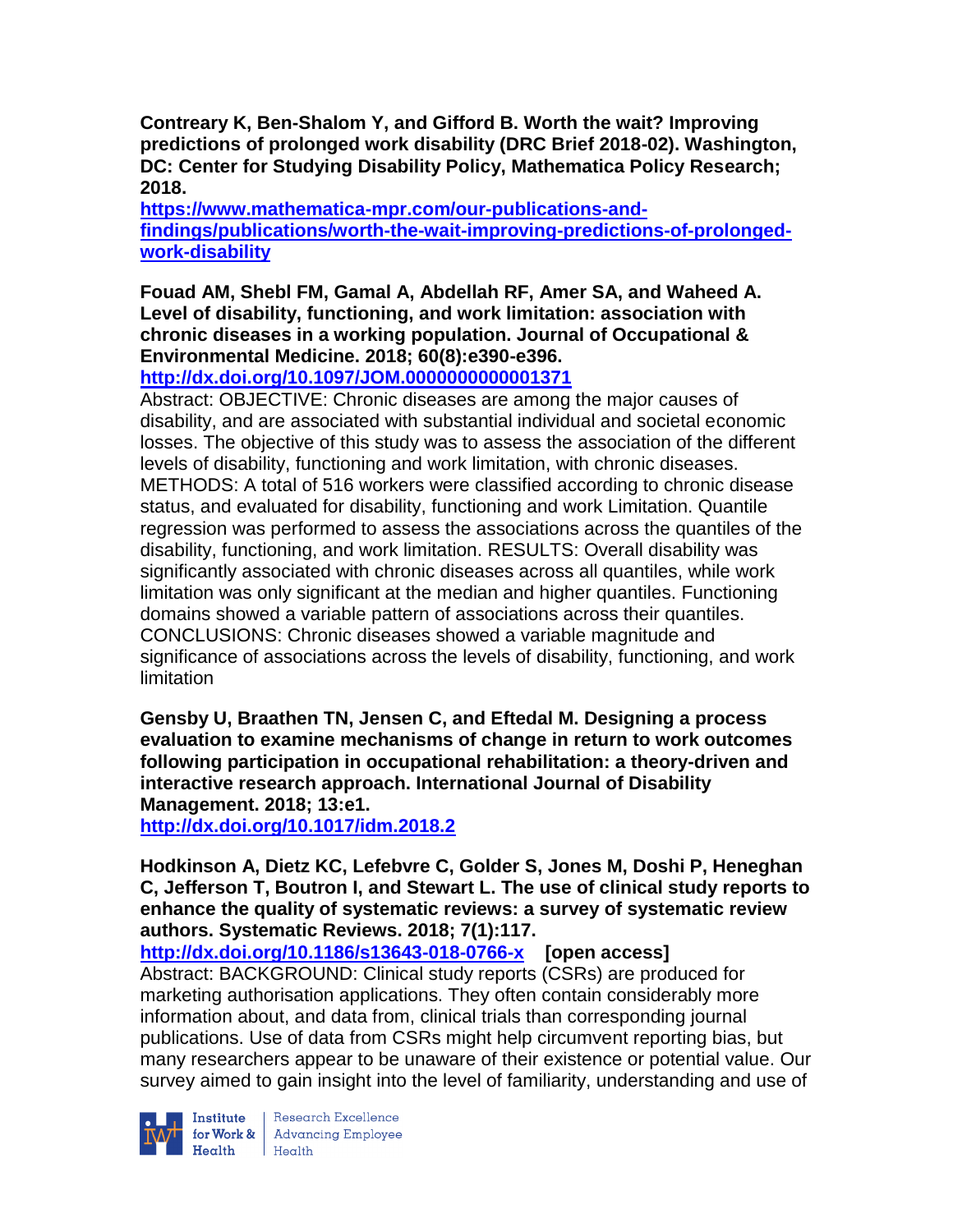**Contreary K, Ben-Shalom Y, and Gifford B. Worth the wait? Improving predictions of prolonged work disability (DRC Brief 2018-02). Washington, DC: Center for Studying Disability Policy, Mathematica Policy Research; 2018.**
**https://www.mathematica-mpr.com/our-publications-and-findings/publications/worth-the-wait-improving-predictions-of-prolonged-work-disability**

**Fouad AM, Shebl FM, Gamal A, Abdellah RF, Amer SA, and Waheed A. Level of disability, functioning, and work limitation: association with chronic diseases in a working population. Journal of Occupational & Environmental Medicine. 2018; 60(8):e390-e396.**
**http://dx.doi.org/10.1097/JOM.0000000000001371**
Abstract: OBJECTIVE: Chronic diseases are among the major causes of disability, and are associated with substantial individual and societal economic losses. The objective of this study was to assess the association of the different levels of disability, functioning and work limitation, with chronic diseases. METHODS: A total of 516 workers were classified according to chronic disease status, and evaluated for disability, functioning and work Limitation. Quantile regression was performed to assess the associations across the quantiles of the disability, functioning, and work limitation. RESULTS: Overall disability was significantly associated with chronic diseases across all quantiles, while work limitation was only significant at the median and higher quantiles. Functioning domains showed a variable pattern of associations across their quantiles. CONCLUSIONS: Chronic diseases showed a variable magnitude and significance of associations across the levels of disability, functioning, and work limitation

**Gensby U, Braathen TN, Jensen C, and Eftedal M. Designing a process evaluation to examine mechanisms of change in return to work outcomes following participation in occupational rehabilitation: a theory-driven and interactive research approach. International Journal of Disability Management. 2018; 13:e1.**
**http://dx.doi.org/10.1017/idm.2018.2**

**Hodkinson A, Dietz KC, Lefebvre C, Golder S, Jones M, Doshi P, Heneghan C, Jefferson T, Boutron I, and Stewart L. The use of clinical study reports to enhance the quality of systematic reviews: a survey of systematic review authors. Systematic Reviews. 2018; 7(1):117.**
**http://dx.doi.org/10.1186/s13643-018-0766-x [open access]**
Abstract: BACKGROUND: Clinical study reports (CSRs) are produced for marketing authorisation applications. They often contain considerably more information about, and data from, clinical trials than corresponding journal publications. Use of data from CSRs might help circumvent reporting bias, but many researchers appear to be unaware of their existence or potential value. Our survey aimed to gain insight into the level of familiarity, understanding and use of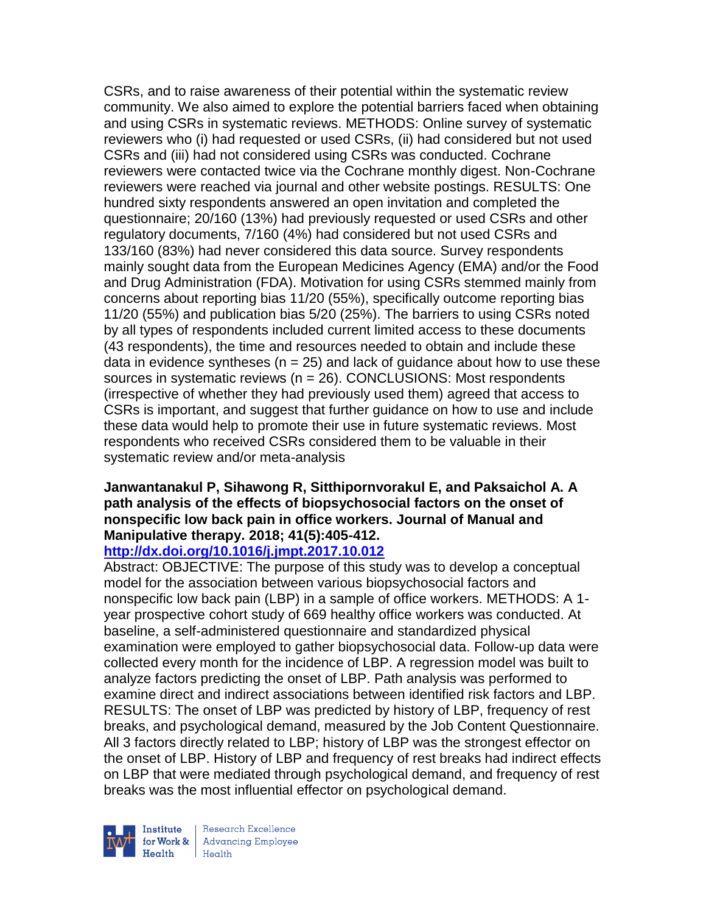CSRs, and to raise awareness of their potential within the systematic review community. We also aimed to explore the potential barriers faced when obtaining and using CSRs in systematic reviews. METHODS: Online survey of systematic reviewers who (i) had requested or used CSRs, (ii) had considered but not used CSRs and (iii) had not considered using CSRs was conducted. Cochrane reviewers were contacted twice via the Cochrane monthly digest. Non-Cochrane reviewers were reached via journal and other website postings. RESULTS: One hundred sixty respondents answered an open invitation and completed the questionnaire; 20/160 (13%) had previously requested or used CSRs and other regulatory documents, 7/160 (4%) had considered but not used CSRs and 133/160 (83%) had never considered this data source. Survey respondents mainly sought data from the European Medicines Agency (EMA) and/or the Food and Drug Administration (FDA). Motivation for using CSRs stemmed mainly from concerns about reporting bias 11/20 (55%), specifically outcome reporting bias 11/20 (55%) and publication bias 5/20 (25%). The barriers to using CSRs noted by all types of respondents included current limited access to these documents (43 respondents), the time and resources needed to obtain and include these data in evidence syntheses (n = 25) and lack of guidance about how to use these sources in systematic reviews (n = 26). CONCLUSIONS: Most respondents (irrespective of whether they had previously used them) agreed that access to CSRs is important, and suggest that further guidance on how to use and include these data would help to promote their use in future systematic reviews. Most respondents who received CSRs considered them to be valuable in their systematic review and/or meta-analysis

**Janwantanakul P, Sihawong R, Sitthipornvorakul E, and Paksaichol A. A path analysis of the effects of biopsychosocial factors on the onset of nonspecific low back pain in office workers. Journal of Manual and Manipulative therapy. 2018; 41(5):405-412.**
**http://dx.doi.org/10.1016/j.jmpt.2017.10.012**

Abstract: OBJECTIVE: The purpose of this study was to develop a conceptual model for the association between various biopsychosocial factors and nonspecific low back pain (LBP) in a sample of office workers. METHODS: A 1-year prospective cohort study of 669 healthy office workers was conducted. At baseline, a self-administered questionnaire and standardized physical examination were employed to gather biopsychosocial data. Follow-up data were collected every month for the incidence of LBP. A regression model was built to analyze factors predicting the onset of LBP. Path analysis was performed to examine direct and indirect associations between identified risk factors and LBP. RESULTS: The onset of LBP was predicted by history of LBP, frequency of rest breaks, and psychological demand, measured by the Job Content Questionnaire. All 3 factors directly related to LBP; history of LBP was the strongest effector on the onset of LBP. History of LBP and frequency of rest breaks had indirect effects on LBP that were mediated through psychological demand, and frequency of rest breaks was the most influential effector on psychological demand.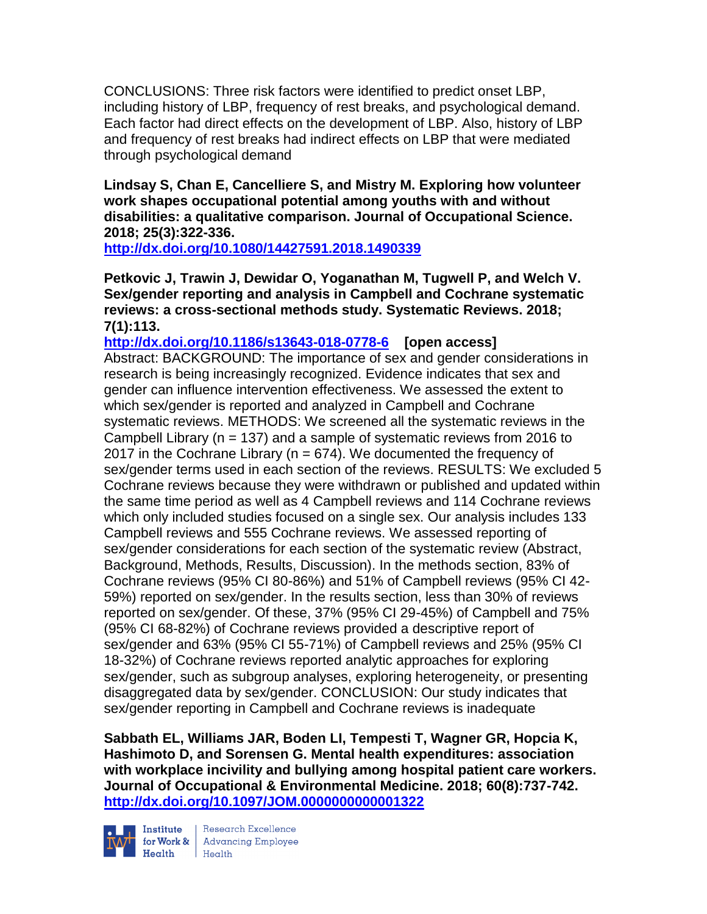CONCLUSIONS: Three risk factors were identified to predict onset LBP, including history of LBP, frequency of rest breaks, and psychological demand. Each factor had direct effects on the development of LBP. Also, history of LBP and frequency of rest breaks had indirect effects on LBP that were mediated through psychological demand

**Lindsay S, Chan E, Cancelliere S, and Mistry M. Exploring how volunteer work shapes occupational potential among youths with and without disabilities: a qualitative comparison. Journal of Occupational Science. 2018; 25(3):322-336.**
**http://dx.doi.org/10.1080/14427591.2018.1490339**

**Petkovic J, Trawin J, Dewidar O, Yoganathan M, Tugwell P, and Welch V. Sex/gender reporting and analysis in Campbell and Cochrane systematic reviews: a cross-sectional methods study. Systematic Reviews. 2018; 7(1):113.**
**http://dx.doi.org/10.1186/s13643-018-0778-6 [open access]**
Abstract: BACKGROUND: The importance of sex and gender considerations in research is being increasingly recognized. Evidence indicates that sex and gender can influence intervention effectiveness. We assessed the extent to which sex/gender is reported and analyzed in Campbell and Cochrane systematic reviews. METHODS: We screened all the systematic reviews in the Campbell Library (n = 137) and a sample of systematic reviews from 2016 to 2017 in the Cochrane Library (n = 674). We documented the frequency of sex/gender terms used in each section of the reviews. RESULTS: We excluded 5 Cochrane reviews because they were withdrawn or published and updated within the same time period as well as 4 Campbell reviews and 114 Cochrane reviews which only included studies focused on a single sex. Our analysis includes 133 Campbell reviews and 555 Cochrane reviews. We assessed reporting of sex/gender considerations for each section of the systematic review (Abstract, Background, Methods, Results, Discussion). In the methods section, 83% of Cochrane reviews (95% CI 80-86%) and 51% of Campbell reviews (95% CI 42-59%) reported on sex/gender. In the results section, less than 30% of reviews reported on sex/gender. Of these, 37% (95% CI 29-45%) of Campbell and 75% (95% CI 68-82%) of Cochrane reviews provided a descriptive report of sex/gender and 63% (95% CI 55-71%) of Campbell reviews and 25% (95% CI 18-32%) of Cochrane reviews reported analytic approaches for exploring sex/gender, such as subgroup analyses, exploring heterogeneity, or presenting disaggregated data by sex/gender. CONCLUSION: Our study indicates that sex/gender reporting in Campbell and Cochrane reviews is inadequate

**Sabbath EL, Williams JAR, Boden LI, Tempesti T, Wagner GR, Hopcia K, Hashimoto D, and Sorensen G. Mental health expenditures: association with workplace incivility and bullying among hospital patient care workers. Journal of Occupational & Environmental Medicine. 2018; 60(8):737-742.**
**http://dx.doi.org/10.1097/JOM.0000000000001322**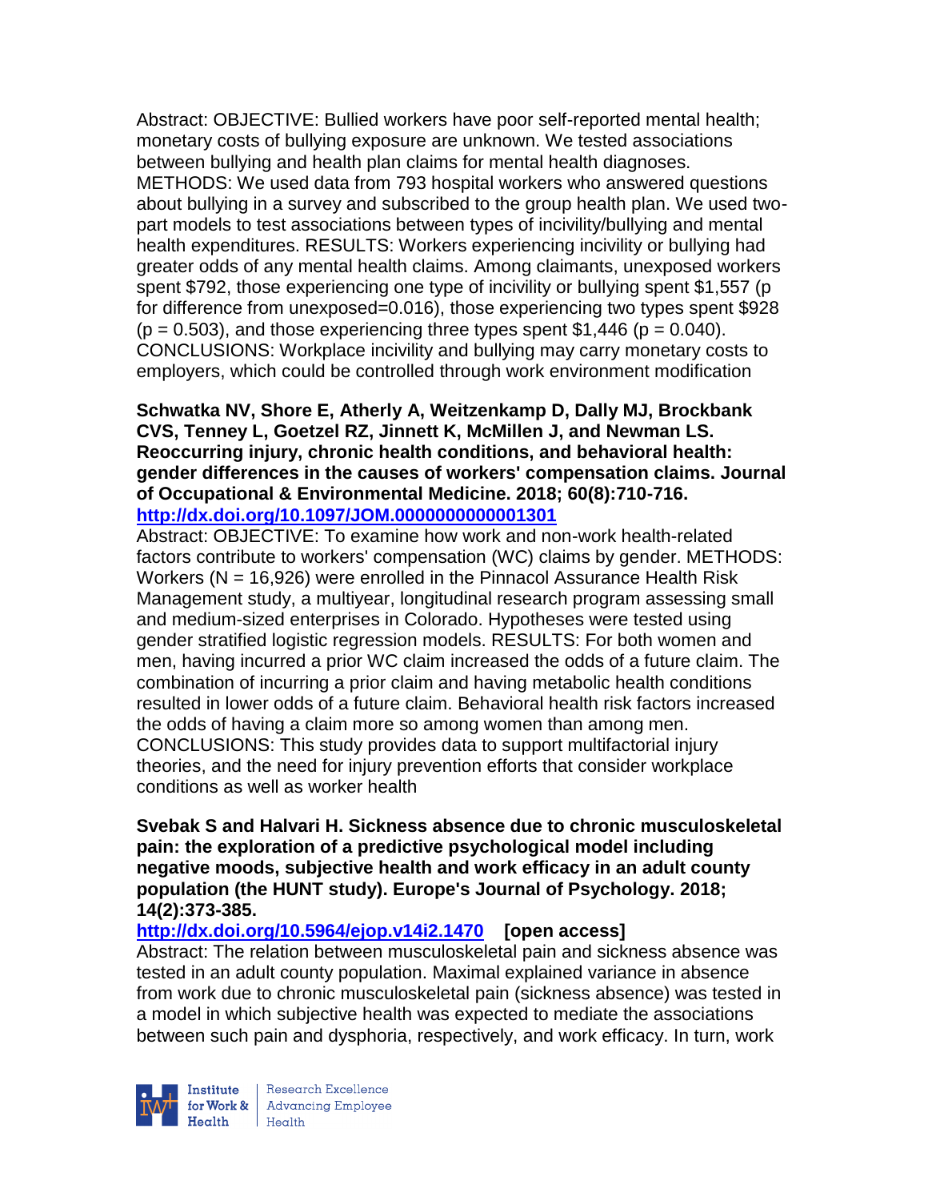Abstract: OBJECTIVE: Bullied workers have poor self-reported mental health; monetary costs of bullying exposure are unknown. We tested associations between bullying and health plan claims for mental health diagnoses. METHODS: We used data from 793 hospital workers who answered questions about bullying in a survey and subscribed to the group health plan. We used two-part models to test associations between types of incivility/bullying and mental health expenditures. RESULTS: Workers experiencing incivility or bullying had greater odds of any mental health claims. Among claimants, unexposed workers spent $792, those experiencing one type of incivility or bullying spent $1,557 (p for difference from unexposed=0.016), those experiencing two types spent $928 ($p = 0.503$), and those experiencing three types spent $1,446 ($p = 0.040$). CONCLUSIONS: Workplace incivility and bullying may carry monetary costs to employers, which could be controlled through work environment modification

**Schwatka NV, Shore E, Atherly A, Weitzenkamp D, Dally MJ, Brockbank CVS, Tenney L, Goetzel RZ, Jinnett K, McMillen J, and Newman LS. Reoccurring injury, chronic health conditions, and behavioral health: gender differences in the causes of workers' compensation claims. Journal of Occupational & Environmental Medicine. 2018; 60(8):710-716.**
**http://dx.doi.org/10.1097/JOM.0000000000001301**

Abstract: OBJECTIVE: To examine how work and non-work health-related factors contribute to workers' compensation (WC) claims by gender. METHODS: Workers (N = 16,926) were enrolled in the Pinnacol Assurance Health Risk Management study, a multiyear, longitudinal research program assessing small and medium-sized enterprises in Colorado. Hypotheses were tested using gender stratified logistic regression models. RESULTS: For both women and men, having incurred a prior WC claim increased the odds of a future claim. The combination of incurring a prior claim and having metabolic health conditions resulted in lower odds of a future claim. Behavioral health risk factors increased the odds of having a claim more so among women than among men. CONCLUSIONS: This study provides data to support multifactorial injury theories, and the need for injury prevention efforts that consider workplace conditions as well as worker health

**Svebak S and Halvari H. Sickness absence due to chronic musculoskeletal pain: the exploration of a predictive psychological model including negative moods, subjective health and work efficacy in an adult county population (the HUNT study). Europe's Journal of Psychology. 2018; 14(2):373-385.**
**http://dx.doi.org/10.5964/ejop.v14i2.1470 [open access]**

Abstract: The relation between musculoskeletal pain and sickness absence was tested in an adult county population. Maximal explained variance in absence from work due to chronic musculoskeletal pain (sickness absence) was tested in a model in which subjective health was expected to mediate the associations between such pain and dysphoria, respectively, and work efficacy. In turn, work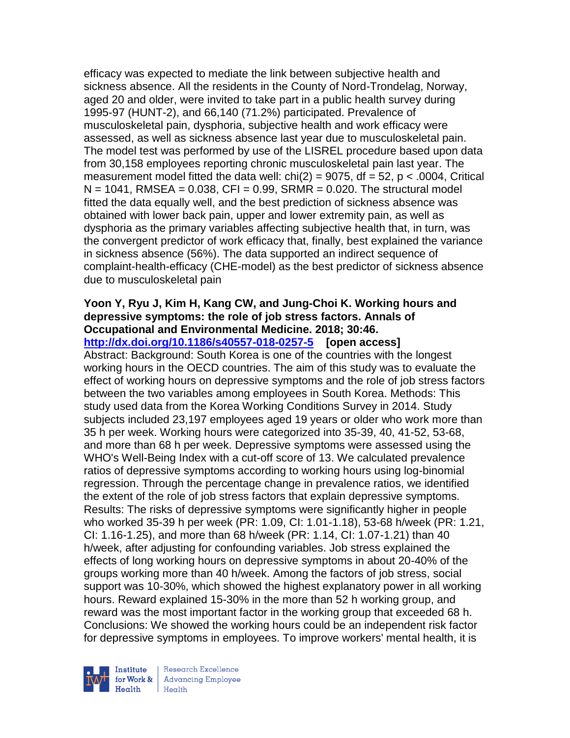efficacy was expected to mediate the link between subjective health and sickness absence. All the residents in the County of Nord-Trondelag, Norway, aged 20 and older, were invited to take part in a public health survey during 1995-97 (HUNT-2), and 66,140 (71.2%) participated. Prevalence of musculoskeletal pain, dysphoria, subjective health and work efficacy were assessed, as well as sickness absence last year due to musculoskeletal pain. The model test was performed by use of the LISREL procedure based upon data from 30,158 employees reporting chronic musculoskeletal pain last year. The measurement model fitted the data well: chi(2) = 9075, df = 52, $p < .0004$, Critical N = 1041, RMSEA = 0.038, CFI = 0.99, SRMR = 0.020. The structural model fitted the data equally well, and the best prediction of sickness absence was obtained with lower back pain, upper and lower extremity pain, as well as dysphoria as the primary variables affecting subjective health that, in turn, was the convergent predictor of work efficacy that, finally, best explained the variance in sickness absence (56%). The data supported an indirect sequence of complaint-health-efficacy (CHE-model) as the best predictor of sickness absence due to musculoskeletal pain

**Yoon Y, Ryu J, Kim H, Kang CW, and Jung-Choi K. Working hours and depressive symptoms: the role of job stress factors. Annals of Occupational and Environmental Medicine. 2018; 30:46. http://dx.doi.org/10.1186/s40557-018-0257-5 [open access]**

Abstract: Background: South Korea is one of the countries with the longest working hours in the OECD countries. The aim of this study was to evaluate the effect of working hours on depressive symptoms and the role of job stress factors between the two variables among employees in South Korea. Methods: This study used data from the Korea Working Conditions Survey in 2014. Study subjects included 23,197 employees aged 19 years or older who work more than 35 h per week. Working hours were categorized into 35-39, 40, 41-52, 53-68, and more than 68 h per week. Depressive symptoms were assessed using the WHO's Well-Being Index with a cut-off score of 13. We calculated prevalence ratios of depressive symptoms according to working hours using log-binomial regression. Through the percentage change in prevalence ratios, we identified the extent of the role of job stress factors that explain depressive symptoms. Results: The risks of depressive symptoms were significantly higher in people who worked 35-39 h per week (PR: 1.09, CI: 1.01-1.18), 53-68 h/week (PR: 1.21, CI: 1.16-1.25), and more than 68 h/week (PR: 1.14, CI: 1.07-1.21) than 40 h/week, after adjusting for confounding variables. Job stress explained the effects of long working hours on depressive symptoms in about 20-40% of the groups working more than 40 h/week. Among the factors of job stress, social support was 10-30%, which showed the highest explanatory power in all working hours. Reward explained 15-30% in the more than 52 h working group, and reward was the most important factor in the working group that exceeded 68 h. Conclusions: We showed the working hours could be an independent risk factor for depressive symptoms in employees. To improve workers' mental health, it is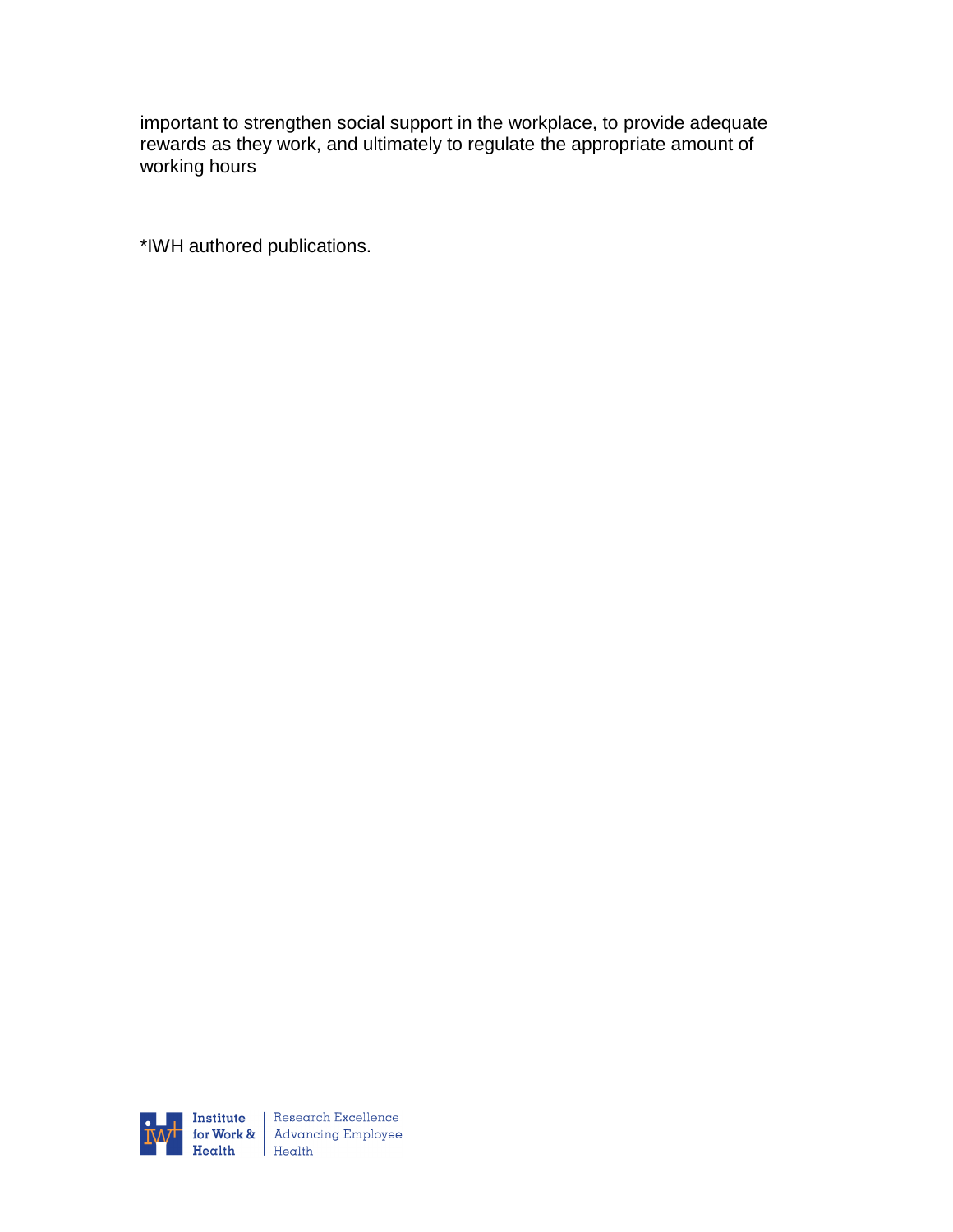important to strengthen social support in the workplace, to provide adequate rewards as they work, and ultimately to regulate the appropriate amount of working hours

*IWH authored publications.